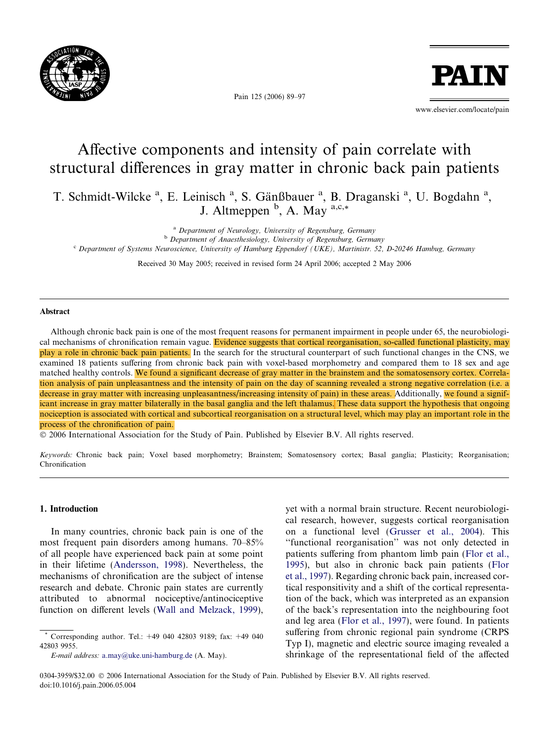# Affective components and intensity of pain correlate with structural differences in gray matter in chronic back pain patients

T. Schmidt-Wilcke [a], E. Leinisch [a], S. Gänßbauer [a], B. Draganski [a], U. Bogdahn [a], J. Altmeppen [b], A. May [a,c,*]

[a] *Department of Neurology, University of Regensburg, Germany*
[b] *Department of Anaesthesiology, University of Regensburg, Germany*
[c] *Department of Systems Neuroscience, University of Hamburg Eppendorf (UKE), Martinistr. 52, D-20246 Hambug, Germany*

Received 30 May 2005; received in revised form 24 April 2006; accepted 2 May 2006

## Abstract

Although chronic back pain is one of the most frequent reasons for permanent impairment in people under 65, the neurobiological mechanisms of chronification remain vague. Evidence suggests that cortical reorganisation, so-called functional plasticity, may play a role in chronic back pain patients. In the search for the structural counterpart of such functional changes in the CNS, we examined 18 patients suffering from chronic back pain with voxel-based morphometry and compared them to 18 sex and age matched healthy controls. We found a significant decrease of gray matter in the brainstem and the somatosensory cortex. Correlation analysis of pain unpleasantness and the intensity of pain on the day of scanning revealed a strong negative correlation (i.e. a decrease in gray matter with increasing unpleasantness/increasing intensity of pain) in these areas. Additionally, we found a significant increase in gray matter bilaterally in the basal ganglia and the left thalamus. These data support the hypothesis that ongoing nociception is associated with cortical and subcortical reorganisation on a structural level, which may play an important role in the process of the chronification of pain.

© 2006 International Association for the Study of Pain. Published by Elsevier B.V. All rights reserved.

*Keywords:* Chronic back pain; Voxel based morphometry; Brainstem; Somatosensory cortex; Basal ganglia; Plasticity; Reorganisation; Chronification

## 1. Introduction

In many countries, chronic back pain is one of the most frequent pain disorders among humans. 70–85% of all people have experienced back pain at some point in their lifetime (Andersson, 1998). Nevertheless, the mechanisms of chronification are the subject of intense research and debate. Chronic pain states are currently attributed to abnormal nociceptive/antinociceptive function on different levels (Wall and Melzack, 1999), yet with a normal brain structure. Recent neurobiological research, however, suggests cortical reorganisation on a functional level (Grusser et al., 2004). This "functional reorganisation" was not only detected in patients suffering from phantom limb pain (Flor et al., 1995), but also in chronic back pain patients (Flor et al., 1997). Regarding chronic back pain, increased cortical responsitivity and a shift of the cortical representation of the back, which was interpreted as an expansion of the back's representation into the neighbouring foot and leg area (Flor et al., 1997), were found. In patients suffering from chronic regional pain syndrome (CRPS Typ I), magnetic and electric source imaging revealed a shrinkage of the representational field of the affected

\* Corresponding author. Tel.: +49 040 42803 9189; fax: +49 040 42803 9955.
*E-mail address:* a.may@uke.uni-hamburg.de (A. May).

0304-3959/$32.00 © 2006 International Association for the Study of Pain. Published by Elsevier B.V. All rights reserved.
doi:10.1016/j.pain.2006.05.004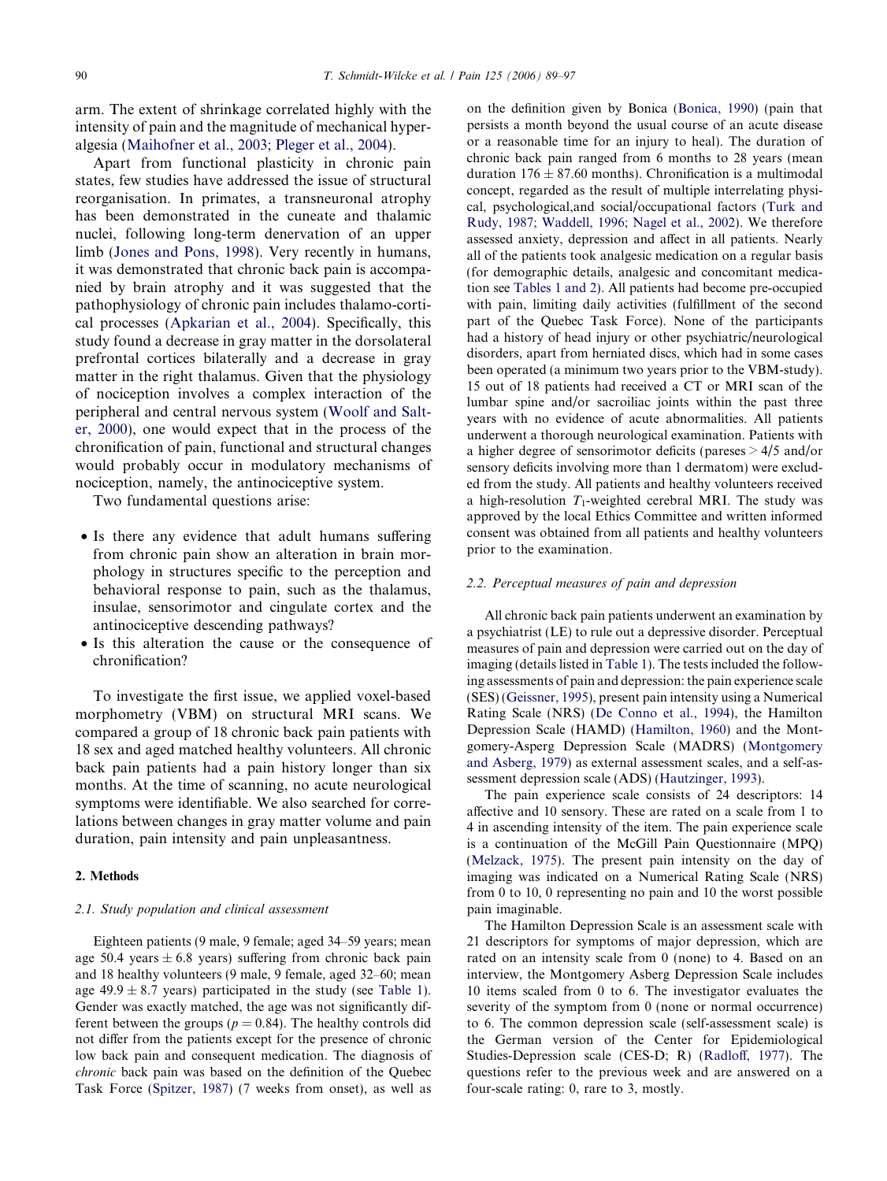arm. The extent of shrinkage correlated highly with the intensity of pain and the magnitude of mechanical hyperalgesia (Maihofner et al., 2003; Pleger et al., 2004).

Apart from functional plasticity in chronic pain states, few studies have addressed the issue of structural reorganisation. In primates, a transneuronal atrophy has been demonstrated in the cuneate and thalamic nuclei, following long-term denervation of an upper limb (Jones and Pons, 1998). Very recently in humans, it was demonstrated that chronic back pain is accompanied by brain atrophy and it was suggested that the pathophysiology of chronic pain includes thalamo-cortical processes (Apkarian et al., 2004). Specifically, this study found a decrease in gray matter in the dorsolateral prefrontal cortices bilaterally and a decrease in gray matter in the right thalamus. Given that the physiology of nociception involves a complex interaction of the peripheral and central nervous system (Woolf and Salter, 2000), one would expect that in the process of the chronification of pain, functional and structural changes would probably occur in modulatory mechanisms of nociception, namely, the antinociceptive system.

Two fundamental questions arise:

- Is there any evidence that adult humans suffering from chronic pain show an alteration in brain morphology in structures specific to the perception and behavioral response to pain, such as the thalamus, insulae, sensorimotor and cingulate cortex and the antinociceptive descending pathways?
- Is this alteration the cause or the consequence of chronification?

To investigate the first issue, we applied voxel-based morphometry (VBM) on structural MRI scans. We compared a group of 18 chronic back pain patients with 18 sex and aged matched healthy volunteers. All chronic back pain patients had a pain history longer than six months. At the time of scanning, no acute neurological symptoms were identifiable. We also searched for correlations between changes in gray matter volume and pain duration, pain intensity and pain unpleasantness.

## 2. Methods

### 2.1. Study population and clinical assessment

Eighteen patients (9 male, 9 female; aged 34–59 years; mean age 50.4 years $\pm$ 6.8 years) suffering from chronic back pain and 18 healthy volunteers (9 male, 9 female, aged 32–60; mean age $49.9 \pm 8.7$ years) participated in the study (see Table 1). Gender was exactly matched, the age was not significantly different between the groups ($p = 0.84$). The healthy controls did not differ from the patients except for the presence of chronic low back pain and consequent medication. The diagnosis of *chronic* back pain was based on the definition of the Quebec Task Force (Spitzer, 1987) (7 weeks from onset), as well as on the definition given by Bonica (Bonica, 1990) (pain that persists a month beyond the usual course of an acute disease or a reasonable time for an injury to heal). The duration of chronic back pain ranged from 6 months to 28 years (mean duration $176 \pm 87.60$ months). Chronification is a multimodal concept, regarded as the result of multiple interrelating physical, psychological,and social/occupational factors (Turk and Rudy, 1987; Waddell, 1996; Nagel et al., 2002). We therefore assessed anxiety, depression and affect in all patients. Nearly all of the patients took analgesic medication on a regular basis (for demographic details, analgesic and concomitant medication see Tables 1 and 2). All patients had become pre-occupied with pain, limiting daily activities (fulfillment of the second part of the Quebec Task Force). None of the participants had a history of head injury or other psychiatric/neurological disorders, apart from herniated discs, which had in some cases been operated (a minimum two years prior to the VBM-study). 15 out of 18 patients had received a CT or MRI scan of the lumbar spine and/or sacroiliac joints within the past three years with no evidence of acute abnormalities. All patients underwent a thorough neurological examination. Patients with a higher degree of sensorimotor deficits (pareses > 4/5 and/or sensory deficits involving more than 1 dermatom) were excluded from the study. All patients and healthy volunteers received a high-resolution $T_1$-weighted cerebral MRI. The study was approved by the local Ethics Committee and written informed consent was obtained from all patients and healthy volunteers prior to the examination.

### 2.2. Perceptual measures of pain and depression

All chronic back pain patients underwent an examination by a psychiatrist (LE) to rule out a depressive disorder. Perceptual measures of pain and depression were carried out on the day of imaging (details listed in Table 1). The tests included the following assessments of pain and depression: the pain experience scale (SES) (Geissner, 1995), present pain intensity using a Numerical Rating Scale (NRS) (De Conno et al., 1994), the Hamilton Depression Scale (HAMD) (Hamilton, 1960) and the Montgomery-Asperg Depression Scale (MADRS) (Montgomery and Asberg, 1979) as external assessment scales, and a self-assessment depression scale (ADS) (Hautzinger, 1993).

The pain experience scale consists of 24 descriptors: 14 affective and 10 sensory. These are rated on a scale from 1 to 4 in ascending intensity of the item. The pain experience scale is a continuation of the McGill Pain Questionnaire (MPQ) (Melzack, 1975). The present pain intensity on the day of imaging was indicated on a Numerical Rating Scale (NRS) from 0 to 10, 0 representing no pain and 10 the worst possible pain imaginable.

The Hamilton Depression Scale is an assessment scale with 21 descriptors for symptoms of major depression, which are rated on an intensity scale from 0 (none) to 4. Based on an interview, the Montgomery Asberg Depression Scale includes 10 items scaled from 0 to 6. The investigator evaluates the severity of the symptom from 0 (none or normal occurrence) to 6. The common depression scale (self-assessment scale) is the German version of the Center for Epidemiological Studies-Depression scale (CES-D; R) (Radloff, 1977). The questions refer to the previous week and are answered on a four-scale rating: 0, rare to 3, mostly.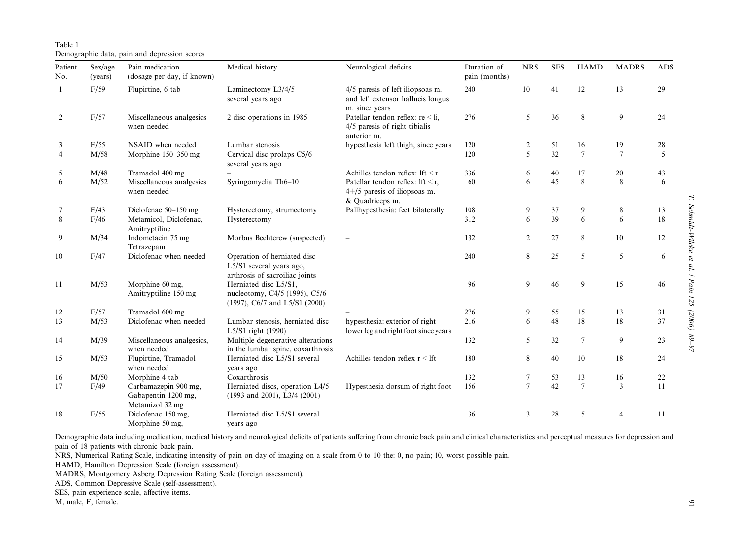Table 1
Demographic data, pain and depression scores

| Patient No. | Sex/age (years) | Pain medication (dosage per day, if known) | Medical history | Neurological deficits | Duration of pain (months) | NRS | SES | HAMD | MADRS | ADS |
|---|---|---|---|---|---|---|---|---|---|---|
| 1 | F/59 | Flupirtine, 6 tab | Laminectomy L3/4/5 several years ago | 4/5 paresis of left iliopsoas m. and left extensor hallucis longus m. since years | 240 | 10 | 41 | 12 | 13 | 29 |
| 2 | F/57 | Miscellaneous analgesics when needed | 2 disc operations in 1985 | Patellar tendon reflex: re < li, 4/5 paresis of right tibialis anterior m. | 276 | 5 | 36 | 8 | 9 | 24 |
| 3 | F/55 | NSAID when needed | Lumbar stenosis | hypesthesia left thigh, since years | 120 | 2 | 51 | 16 | 19 | 28 |
| 4 | M/58 | Morphine 150–350 mg | Cervical disc prolaps C5/6 several years ago | – | 120 | 5 | 32 | 7 | 7 | 5 |
| 5 | M/48 | Tramadol 400 mg | – | Achilles tendon reflex: lft < r | 336 | 6 | 40 | 17 | 20 | 43 |
| 6 | M/52 | Miscellaneous analgesics when needed | Syringomyelia Th6–10 | Patellar tendon reflex: lft < r, 4+/5 paresis of iliopsoas m. & Quadriceps m. | 60 | 6 | 45 | 8 | 8 | 6 |
| 7 | F/43 | Diclofenac 50–150 mg | Hysterectomy, strumectomy | Pallhypesthesia: feet bilaterally | 108 | 9 | 37 | 9 | 8 | 13 |
| 8 | F/46 | Metamicol, Diclofenac, Amitryptiline | Hysterectomy | – | 312 | 6 | 39 | 6 | 6 | 18 |
| 9 | M/34 | Indometacin 75 mg Tetrazepam | Morbus Bechterew (suspected) | – | 132 | 2 | 27 | 8 | 10 | 12 |
| 10 | F/47 | Diclofenac when needed | Operation of herniated disc L5/S1 several years ago, arthrosis of sacroiliac joints | – | 240 | 8 | 25 | 5 | 5 | 6 |
| 11 | M/53 | Morphine 60 mg, Amitryptiline 150 mg | Herniated disc L5/S1, nucleotomy, C4/5 (1995), C5/6 (1997), C6/7 and L5/S1 (2000) | – | 96 | 9 | 46 | 9 | 15 | 46 |
| 12 | F/57 | Tramadol 600 mg | | – | 276 | 9 | 55 | 15 | 13 | 31 |
| 13 | M/53 | Diclofenac when needed | Lumbar stenosis, herniated disc L5/S1 right (1990) | hypesthesia: exterior of right lower leg and right foot since years | 216 | 6 | 48 | 18 | 18 | 37 |
| 14 | M/39 | Miscellaneous analgesics, when needed | Multiple degenerative alterations in the lumbar spine, coxarthrosis | – | 132 | 5 | 32 | 7 | 9 | 23 |
| 15 | M/53 | Flupirtine, Tramadol when needed | Herniated disc L5/S1 several years ago | Achilles tendon reflex r < lft | 180 | 8 | 40 | 10 | 18 | 24 |
| 16 | M/50 | Morphine 4 tab | Coxarthrosis | – | 132 | 7 | 53 | 13 | 16 | 22 |
| 17 | F/49 | Carbamazepin 900 mg, Gabapentin 1200 mg, Metamizol 32 mg | Herniated discs, operation L4/5 (1993 and 2001), L3/4 (2001) | Hypesthesia dorsum of right foot | 156 | 7 | 42 | 7 | 3 | 11 |
| 18 | F/55 | Diclofenac 150 mg, Morphine 50 mg, | Herniated disc L5/S1 several years ago | – | 36 | 3 | 28 | 5 | 4 | 11 |

Demographic data including medication, medical history and neurological deficits of patients suffering from chronic back pain and clinical characteristics and perceptual measures for depression and pain of 18 patients with chronic back pain.

NRS, Numerical Rating Scale, indicating intensity of pain on day of imaging on a scale from 0 to 10 the: 0, no pain; 10, worst possible pain.

HAMD, Hamilton Depression Scale (foreign assessment).

MADRS, Montgomery Asberg Depression Rating Scale (foreign assessment).

ADS, Common Depressive Scale (self-assessment).

SES, pain experience scale, affective items.

M, male, F, female.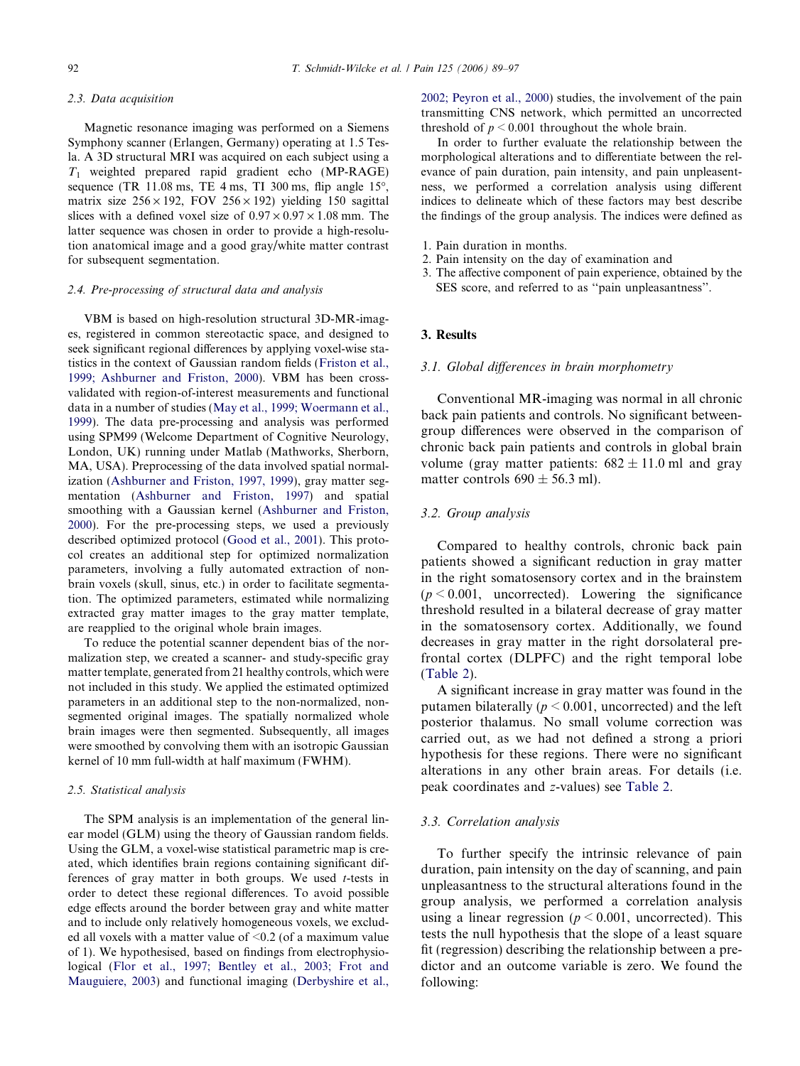### 2.3. Data acquisition

Magnetic resonance imaging was performed on a Siemens Symphony scanner (Erlangen, Germany) operating at 1.5 Tesla. A 3D structural MRI was acquired on each subject using a $T_1$ weighted prepared rapid gradient echo (MP-RAGE) sequence (TR 11.08 ms, TE 4 ms, TI 300 ms, flip angle 15°, matrix size $256 \times 192$, FOV $256 \times 192$) yielding 150 sagittal slices with a defined voxel size of $0.97 \times 0.97 \times 1.08$ mm. The latter sequence was chosen in order to provide a high-resolution anatomical image and a good gray/white matter contrast for subsequent segmentation.

### 2.4. Pre-processing of structural data and analysis

VBM is based on high-resolution structural 3D-MR-images, registered in common stereotactic space, and designed to seek significant regional differences by applying voxel-wise statistics in the context of Gaussian random fields (Friston et al., 1999; Ashburner and Friston, 2000). VBM has been cross-validated with region-of-interest measurements and functional data in a number of studies (May et al., 1999; Woermann et al., 1999). The data pre-processing and analysis was performed using SPM99 (Welcome Department of Cognitive Neurology, London, UK) running under Matlab (Mathworks, Sherborn, MA, USA). Preprocessing of the data involved spatial normalization (Ashburner and Friston, 1997, 1999), gray matter segmentation (Ashburner and Friston, 1997) and spatial smoothing with a Gaussian kernel (Ashburner and Friston, 2000). For the pre-processing steps, we used a previously described optimized protocol (Good et al., 2001). This protocol creates an additional step for optimized normalization parameters, involving a fully automated extraction of non-brain voxels (skull, sinus, etc.) in order to facilitate segmentation. The optimized parameters, estimated while normalizing extracted gray matter images to the gray matter template, are reapplied to the original whole brain images.

To reduce the potential scanner dependent bias of the normalization step, we created a scanner- and study-specific gray matter template, generated from 21 healthy controls, which were not included in this study. We applied the estimated optimized parameters in an additional step to the non-normalized, non-segmented original images. The spatially normalized whole brain images were then segmented. Subsequently, all images were smoothed by convolving them with an isotropic Gaussian kernel of 10 mm full-width at half maximum (FWHM).

### 2.5. Statistical analysis

The SPM analysis is an implementation of the general linear model (GLM) using the theory of Gaussian random fields. Using the GLM, a voxel-wise statistical parametric map is created, which identifies brain regions containing significant differences of gray matter in both groups. We used $t$-tests in order to detect these regional differences. To avoid possible edge effects around the border between gray and white matter and to include only relatively homogeneous voxels, we excluded all voxels with a matter value of <0.2 (of a maximum value of 1). We hypothesised, based on findings from electrophysiological (Flor et al., 1997; Bentley et al., 2003; Frot and Mauguiere, 2003) and functional imaging (Derbyshire et al., 2002; Peyron et al., 2000) studies, the involvement of the pain transmitting CNS network, which permitted an uncorrected threshold of $p < 0.001$ throughout the whole brain.

In order to further evaluate the relationship between the morphological alterations and to differentiate between the relevance of pain duration, pain intensity, and pain unpleasentness, we performed a correlation analysis using different indices to delineate which of these factors may best describe the findings of the group analysis. The indices were defined as

1. Pain duration in months.
2. Pain intensity on the day of examination and
3. The affective component of pain experience, obtained by the SES score, and referred to as ''pain unpleasantness''.

## 3. Results

### 3.1. Global differences in brain morphometry

Conventional MR-imaging was normal in all chronic back pain patients and controls. No significant between-group differences were observed in the comparison of chronic back pain patients and controls in global brain volume (gray matter patients: $682 \pm 11.0$ ml and gray matter controls $690 \pm 56.3$ ml).

### 3.2. Group analysis

Compared to healthy controls, chronic back pain patients showed a significant reduction in gray matter in the right somatosensory cortex and in the brainstem ($p < 0.001$, uncorrected). Lowering the significance threshold resulted in a bilateral decrease of gray matter in the somatosensory cortex. Additionally, we found decreases in gray matter in the right dorsolateral prefrontal cortex (DLPFC) and the right temporal lobe (Table 2).

A significant increase in gray matter was found in the putamen bilaterally ($p < 0.001$, uncorrected) and the left posterior thalamus. No small volume correction was carried out, as we had not defined a strong a priori hypothesis for these regions. There were no significant alterations in any other brain areas. For details (i.e. peak coordinates and $z$-values) see Table 2.

### 3.3. Correlation analysis

To further specify the intrinsic relevance of pain duration, pain intensity on the day of scanning, and pain unpleasantness to the structural alterations found in the group analysis, we performed a correlation analysis using a linear regression ($p < 0.001$, uncorrected). This tests the null hypothesis that the slope of a least square fit (regression) describing the relationship between a predictor and an outcome variable is zero. We found the following: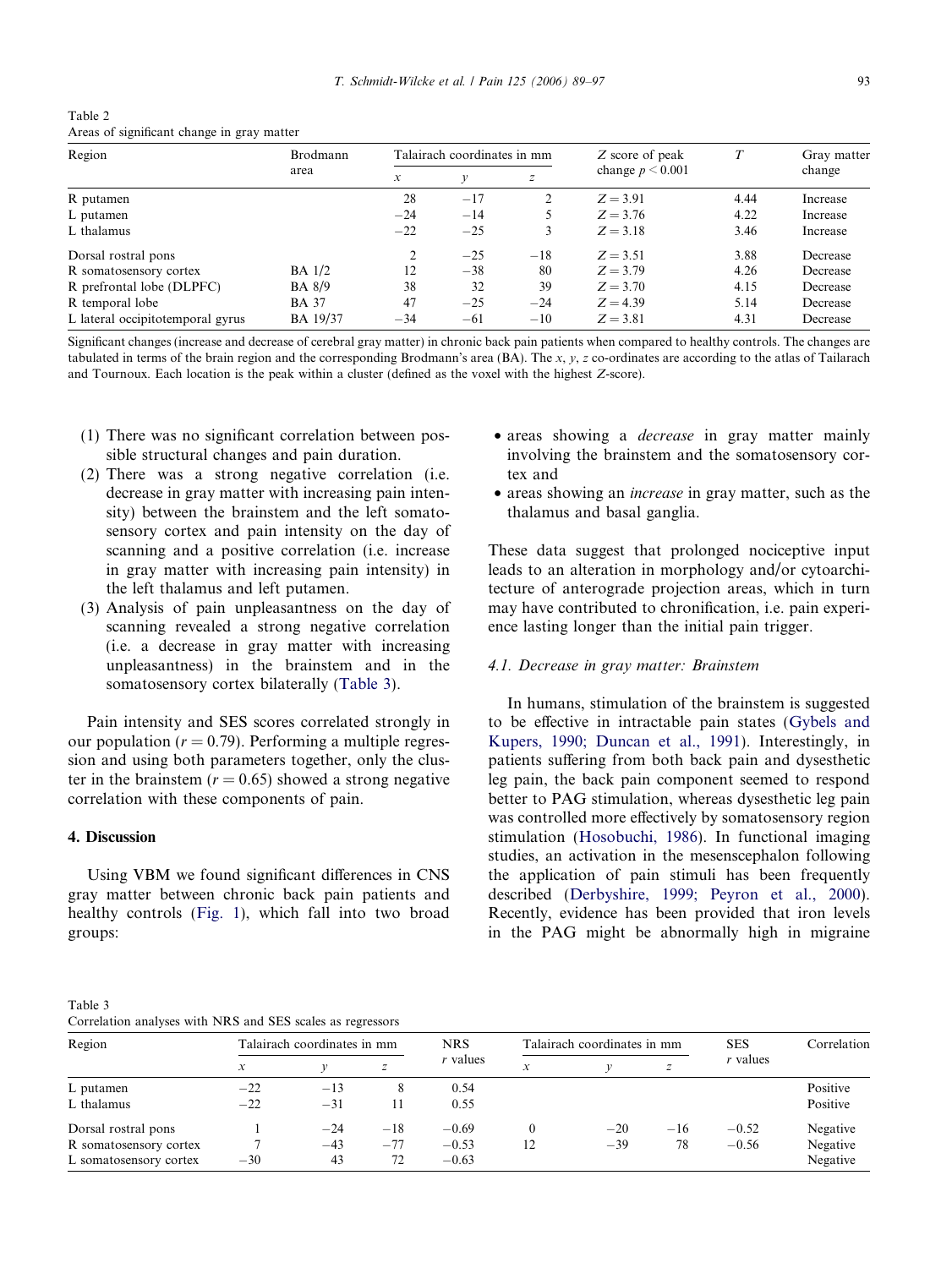Table 2
Areas of significant change in gray matter

| Region | Brodmann area | Talairach coordinates in mm | | | Z score of peak change $p < 0.001$ | T | Gray matter change |
|---|---|---|---|---|---|---|---|
| | | x | y | z | | | |
| R putamen | | 28 | −17 | 2 | $Z = 3.91$ | 4.44 | Increase |
| L putamen | | −24 | −14 | 5 | $Z = 3.76$ | 4.22 | Increase |
| L thalamus | | −22 | −25 | 3 | $Z = 3.18$ | 3.46 | Increase |
| Dorsal rostral pons | | 2 | −25 | −18 | $Z = 3.51$ | 3.88 | Decrease |
| R somatosensory cortex | BA 1/2 | 12 | −38 | 80 | $Z = 3.79$ | 4.26 | Decrease |
| R prefrontal lobe (DLPFC) | BA 8/9 | 38 | 32 | 39 | $Z = 3.70$ | 4.15 | Decrease |
| R temporal lobe | BA 37 | 47 | −25 | −24 | $Z = 4.39$ | 5.14 | Decrease |
| L lateral occipitotemporal gyrus | BA 19/37 | −34 | −61 | −10 | $Z = 3.81$ | 4.31 | Decrease |

Significant changes (increase and decrease of cerebral gray matter) in chronic back pain patients when compared to healthy controls. The changes are tabulated in terms of the brain region and the corresponding Brodmann's area (BA). The x, y, z co-ordinates are according to the atlas of Tailarach and Tournoux. Each location is the peak within a cluster (defined as the voxel with the highest Z-score).

(1) There was no significant correlation between possible structural changes and pain duration.
(2) There was a strong negative correlation (i.e. decrease in gray matter with increasing pain intensity) between the brainstem and the left somatosensory cortex and pain intensity on the day of scanning and a positive correlation (i.e. increase in gray matter with increasing pain intensity) in the left thalamus and left putamen.
(3) Analysis of pain unpleasantness on the day of scanning revealed a strong negative correlation (i.e. a decrease in gray matter with increasing unpleasantness) in the brainstem and in the somatosensory cortex bilaterally (Table 3).

Pain intensity and SES scores correlated strongly in our population ($r = 0.79$). Performing a multiple regression and using both parameters together, only the cluster in the brainstem ($r = 0.65$) showed a strong negative correlation with these components of pain.

## 4. Discussion

Using VBM we found significant differences in CNS gray matter between chronic back pain patients and healthy controls (Fig. 1), which fall into two broad groups:

- areas showing a *decrease* in gray matter mainly involving the brainstem and the somatosensory cortex and
- areas showing an *increase* in gray matter, such as the thalamus and basal ganglia.

These data suggest that prolonged nociceptive input leads to an alteration in morphology and/or cytoarchitecture of anterograde projection areas, which in turn may have contributed to chronification, i.e. pain experience lasting longer than the initial pain trigger.

### 4.1. Decrease in gray matter: Brainstem

In humans, stimulation of the brainstem is suggested to be effective in intractable pain states (Gybels and Kupers, 1990; Duncan et al., 1991). Interestingly, in patients suffering from both back pain and dysesthetic leg pain, the back pain component seemed to respond better to PAG stimulation, whereas dysesthetic leg pain was controlled more effectively by somatosensory region stimulation (Hosobuchi, 1986). In functional imaging studies, an activation in the mesenscephalon following the application of pain stimuli has been frequently described (Derbyshire, 1999; Peyron et al., 2000). Recently, evidence has been provided that iron levels in the PAG might be abnormally high in migraine

Table 3
Correlation analyses with NRS and SES scales as regressors

| Region | Talairach coordinates in mm | | | NRS r values | Talairach coordinates in mm | | | SES r values | Correlation |
|---|---|---|---|---|---|---|---|---|---|
| | x | y | z | | x | y | z | | |
| L putamen | −22 | −13 | 8 | 0.54 | | | | | Positive |
| L thalamus | −22 | −31 | 11 | 0.55 | | | | | Positive |
| Dorsal rostral pons | 1 | −24 | −18 | −0.69 | 0 | −20 | −16 | −0.52 | Negative |
| R somatosensory cortex | 7 | −43 | −77 | −0.53 | 12 | −39 | 78 | −0.56 | Negative |
| L somatosensory cortex | −30 | 43 | 72 | −0.63 | | | | | Negative |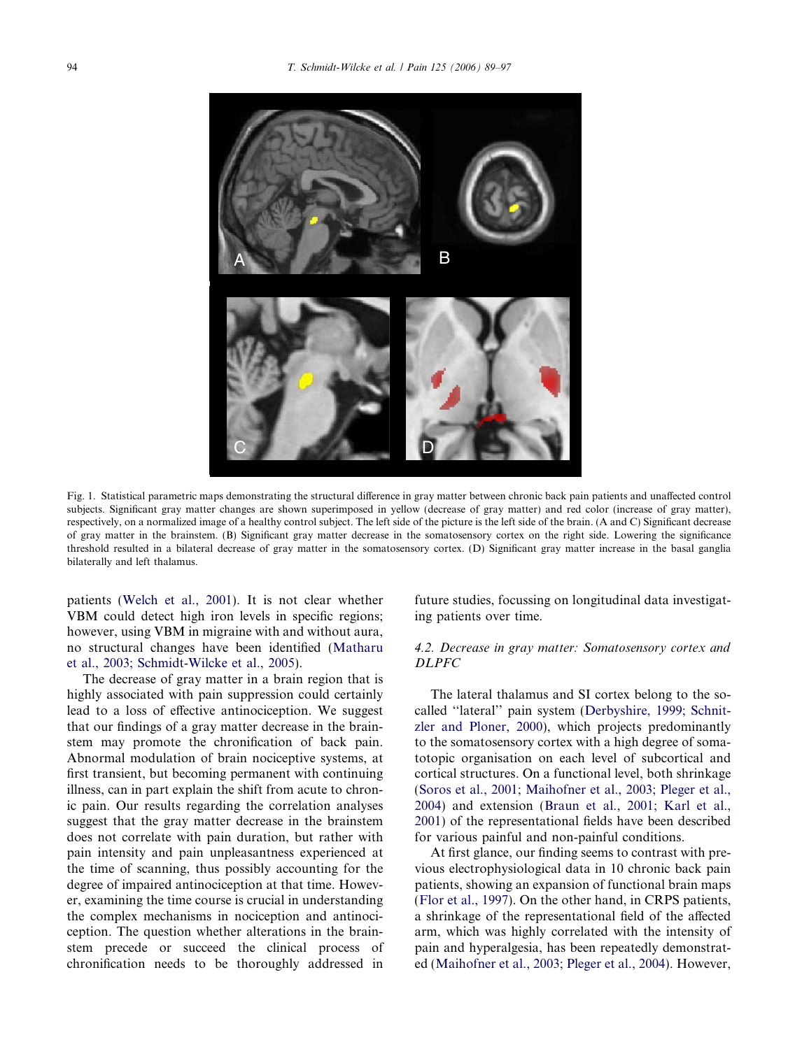Fig. 1. Statistical parametric maps demonstrating the structural difference in gray matter between chronic back pain patients and unaffected control subjects. Significant gray matter changes are shown superimposed in yellow (decrease of gray matter) and red color (increase of gray matter), respectively, on a normalized image of a healthy control subject. The left side of the picture is the left side of the brain. (A and C) Significant decrease of gray matter in the brainstem. (B) Significant gray matter decrease in the somatosensory cortex on the right side. Lowering the significance threshold resulted in a bilateral decrease of gray matter in the somatosensory cortex. (D) Significant gray matter increase in the basal ganglia bilaterally and left thalamus.

patients (Welch et al., 2001). It is not clear whether VBM could detect high iron levels in specific regions; however, using VBM in migraine with and without aura, no structural changes have been identified (Matharu et al., 2003; Schmidt-Wilcke et al., 2005).

The decrease of gray matter in a brain region that is highly associated with pain suppression could certainly lead to a loss of effective antinociception. We suggest that our findings of a gray matter decrease in the brainstem may promote the chronification of back pain. Abnormal modulation of brain nociceptive systems, at first transient, but becoming permanent with continuing illness, can in part explain the shift from acute to chronic pain. Our results regarding the correlation analyses suggest that the gray matter decrease in the brainstem does not correlate with pain duration, but rather with pain intensity and pain unpleasantness experienced at the time of scanning, thus possibly accounting for the degree of impaired antinociception at that time. However, examining the time course is crucial in understanding the complex mechanisms in nociception and antinociception. The question whether alterations in the brainstem precede or succeed the clinical process of chronification needs to be thoroughly addressed in future studies, focussing on longitudinal data investigating patients over time.

### 4.2. Decrease in gray matter: Somatosensory cortex and DLPFC

The lateral thalamus and SI cortex belong to the so-called "lateral" pain system (Derbyshire, 1999; Schnitzler and Ploner, 2000), which projects predominantly to the somatosensory cortex with a high degree of somatotopic organisation on each level of subcortical and cortical structures. On a functional level, both shrinkage (Soros et al., 2001; Maihofner et al., 2003; Pleger et al., 2004) and extension (Braun et al., 2001; Karl et al., 2001) of the representational fields have been described for various painful and non-painful conditions.

At first glance, our finding seems to contrast with previous electrophysiological data in 10 chronic back pain patients, showing an expansion of functional brain maps (Flor et al., 1997). On the other hand, in CRPS patients, a shrinkage of the representational field of the affected arm, which was highly correlated with the intensity of pain and hyperalgesia, has been repeatedly demonstrated (Maihofner et al., 2003; Pleger et al., 2004). However,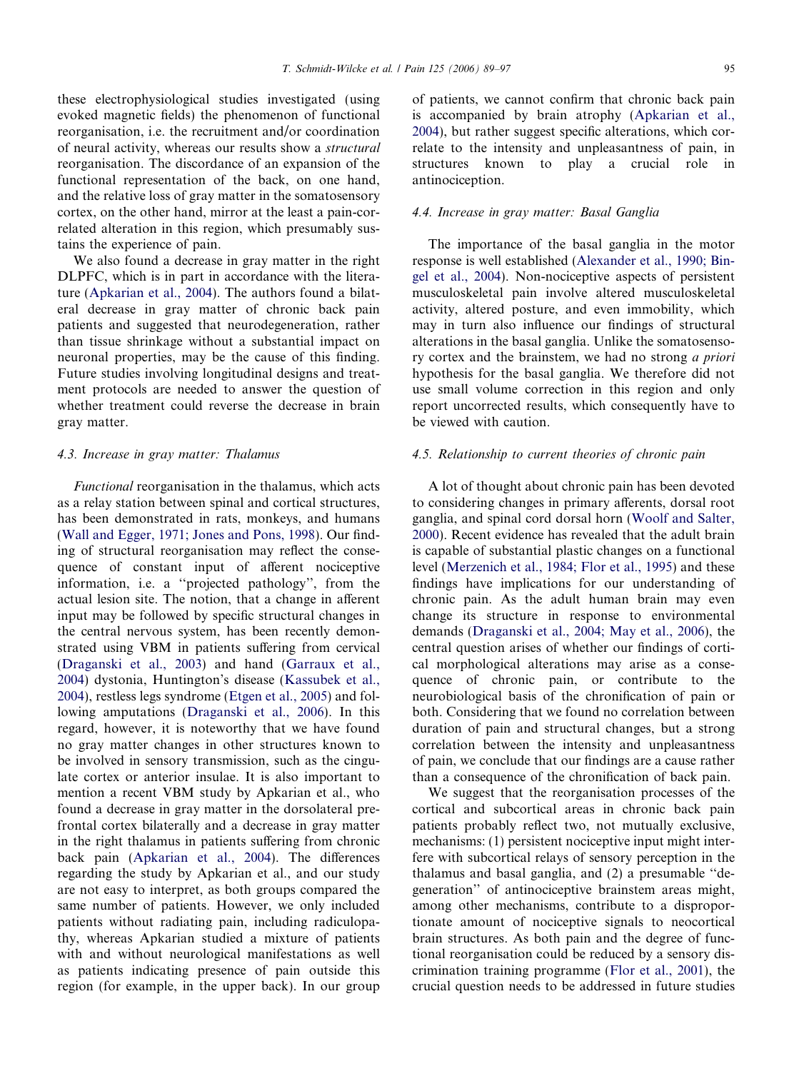these electrophysiological studies investigated (using evoked magnetic fields) the phenomenon of functional reorganisation, i.e. the recruitment and/or coordination of neural activity, whereas our results show a *structural* reorganisation. The discordance of an expansion of the functional representation of the back, on one hand, and the relative loss of gray matter in the somatosensory cortex, on the other hand, mirror at the least a pain-correlated alteration in this region, which presumably sustains the experience of pain.

We also found a decrease in gray matter in the right DLPFC, which is in part in accordance with the literature (Apkarian et al., 2004). The authors found a bilateral decrease in gray matter of chronic back pain patients and suggested that neurodegeneration, rather than tissue shrinkage without a substantial impact on neuronal properties, may be the cause of this finding. Future studies involving longitudinal designs and treatment protocols are needed to answer the question of whether treatment could reverse the decrease in brain gray matter.

### 4.3. Increase in gray matter: Thalamus

*Functional* reorganisation in the thalamus, which acts as a relay station between spinal and cortical structures, has been demonstrated in rats, monkeys, and humans (Wall and Egger, 1971; Jones and Pons, 1998). Our finding of structural reorganisation may reflect the consequence of constant input of afferent nociceptive information, i.e. a ''projected pathology'', from the actual lesion site. The notion, that a change in afferent input may be followed by specific structural changes in the central nervous system, has been recently demonstrated using VBM in patients suffering from cervical (Draganski et al., 2003) and hand (Garraux et al., 2004) dystonia, Huntington's disease (Kassubek et al., 2004), restless legs syndrome (Etgen et al., 2005) and following amputations (Draganski et al., 2006). In this regard, however, it is noteworthy that we have found no gray matter changes in other structures known to be involved in sensory transmission, such as the cingulate cortex or anterior insulae. It is also important to mention a recent VBM study by Apkarian et al., who found a decrease in gray matter in the dorsolateral prefrontal cortex bilaterally and a decrease in gray matter in the right thalamus in patients suffering from chronic back pain (Apkarian et al., 2004). The differences regarding the study by Apkarian et al., and our study are not easy to interpret, as both groups compared the same number of patients. However, we only included patients without radiating pain, including radiculopathy, whereas Apkarian studied a mixture of patients with and without neurological manifestations as well as patients indicating presence of pain outside this region (for example, in the upper back). In our group of patients, we cannot confirm that chronic back pain is accompanied by brain atrophy (Apkarian et al., 2004), but rather suggest specific alterations, which correlate to the intensity and unpleasantness of pain, in structures known to play a crucial role in antinociception.

### 4.4. Increase in gray matter: Basal Ganglia

The importance of the basal ganglia in the motor response is well established (Alexander et al., 1990; Bingel et al., 2004). Non-nociceptive aspects of persistent musculoskeletal pain involve altered musculoskeletal activity, altered posture, and even immobility, which may in turn also influence our findings of structural alterations in the basal ganglia. Unlike the somatosensory cortex and the brainstem, we had no strong *a priori* hypothesis for the basal ganglia. We therefore did not use small volume correction in this region and only report uncorrected results, which consequently have to be viewed with caution.

### 4.5. Relationship to current theories of chronic pain

A lot of thought about chronic pain has been devoted to considering changes in primary afferents, dorsal root ganglia, and spinal cord dorsal horn (Woolf and Salter, 2000). Recent evidence has revealed that the adult brain is capable of substantial plastic changes on a functional level (Merzenich et al., 1984; Flor et al., 1995) and these findings have implications for our understanding of chronic pain. As the adult human brain may even change its structure in response to environmental demands (Draganski et al., 2004; May et al., 2006), the central question arises of whether our findings of cortical morphological alterations may arise as a consequence of chronic pain, or contribute to the neurobiological basis of the chronification of pain or both. Considering that we found no correlation between duration of pain and structural changes, but a strong correlation between the intensity and unpleasantness of pain, we conclude that our findings are a cause rather than a consequence of the chronification of back pain.

We suggest that the reorganisation processes of the cortical and subcortical areas in chronic back pain patients probably reflect two, not mutually exclusive, mechanisms: (1) persistent nociceptive input might interfere with subcortical relays of sensory perception in the thalamus and basal ganglia, and (2) a presumable ''degeneration'' of antinociceptive brainstem areas might, among other mechanisms, contribute to a disproportionate amount of nociceptive signals to neocortical brain structures. As both pain and the degree of functional reorganisation could be reduced by a sensory discrimination training programme (Flor et al., 2001), the crucial question needs to be addressed in future studies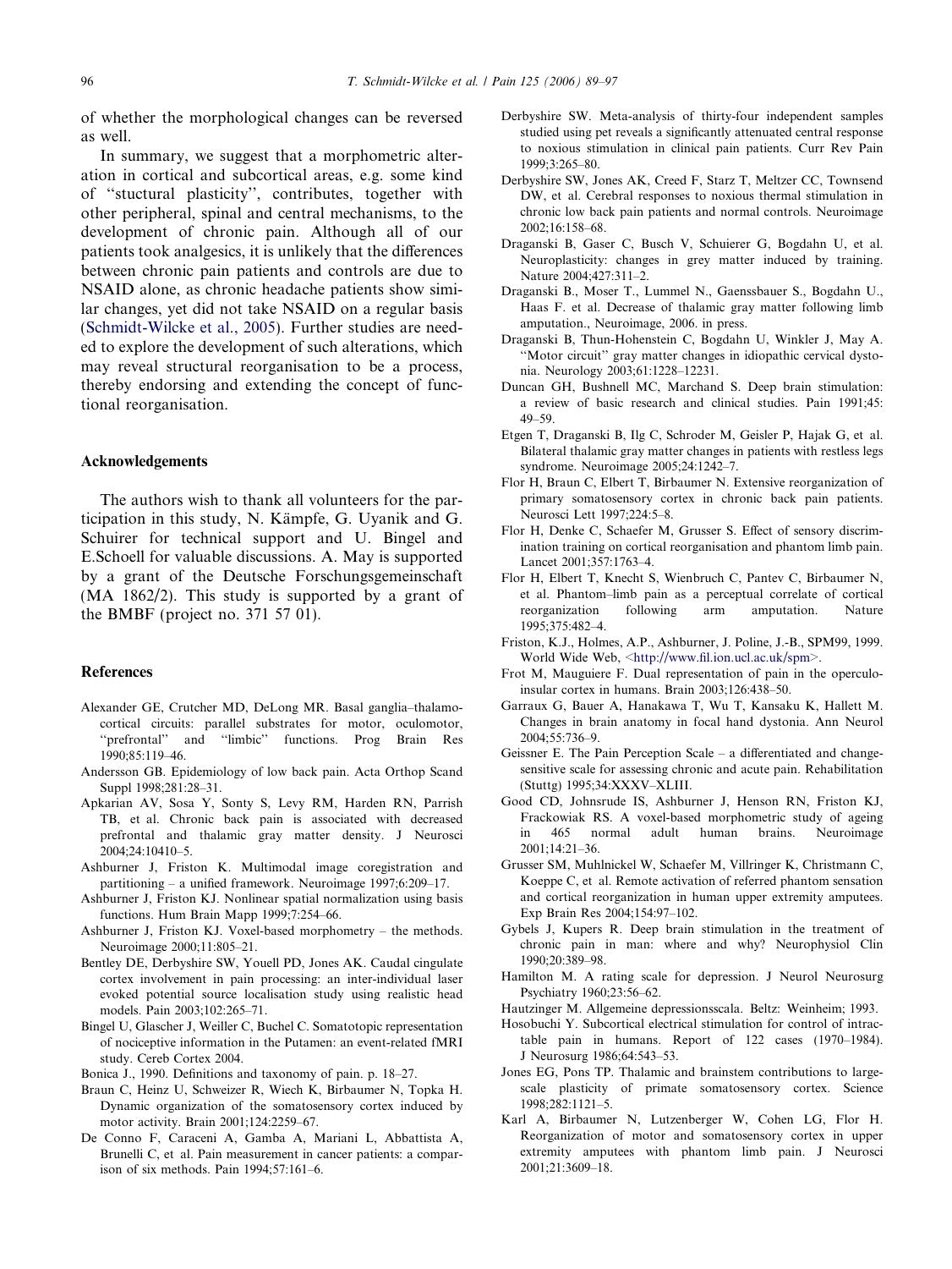of whether the morphological changes can be reversed as well.

In summary, we suggest that a morphometric alteration in cortical and subcortical areas, e.g. some kind of ''stuctural plasticity'', contributes, together with other peripheral, spinal and central mechanisms, to the development of chronic pain. Although all of our patients took analgesics, it is unlikely that the differences between chronic pain patients and controls are due to NSAID alone, as chronic headache patients show similar changes, yet did not take NSAID on a regular basis (Schmidt-Wilcke et al., 2005). Further studies are needed to explore the development of such alterations, which may reveal structural reorganisation to be a process, thereby endorsing and extending the concept of functional reorganisation.

## Acknowledgements

The authors wish to thank all volunteers for the participation in this study, N. Kämpfe, G. Uyanik and G. Schuirer for technical support and U. Bingel and E.Schoell for valuable discussions. A. May is supported by a grant of the Deutsche Forschungsgemeinschaft (MA 1862/2). This study is supported by a grant of the BMBF (project no. 371 57 01).

## References

Alexander GE, Crutcher MD, DeLong MR. Basal ganglia–thalamocortical circuits: parallel substrates for motor, oculomotor, ''prefrontal'' and ''limbic'' functions. Prog Brain Res 1990;85:119–46.

Andersson GB. Epidemiology of low back pain. Acta Orthop Scand Suppl 1998;281:28–31.

Apkarian AV, Sosa Y, Sonty S, Levy RM, Harden RN, Parrish TB, et al. Chronic back pain is associated with decreased prefrontal and thalamic gray matter density. J Neurosci 2004;24:10410–5.

Ashburner J, Friston K. Multimodal image coregistration and partitioning – a unified framework. Neuroimage 1997;6:209–17.

Ashburner J, Friston KJ. Nonlinear spatial normalization using basis functions. Hum Brain Mapp 1999;7:254–66.

Ashburner J, Friston KJ. Voxel-based morphometry – the methods. Neuroimage 2000;11:805–21.

Bentley DE, Derbyshire SW, Youell PD, Jones AK. Caudal cingulate cortex involvement in pain processing: an inter-individual laser evoked potential source localisation study using realistic head models. Pain 2003;102:265–71.

Bingel U, Glascher J, Weiller C, Buchel C. Somatotopic representation of nociceptive information in the Putamen: an event-related fMRI study. Cereb Cortex 2004.

Bonica J., 1990. Definitions and taxonomy of pain. p. 18–27.

Braun C, Heinz U, Schweizer R, Wiech K, Birbaumer N, Topka H. Dynamic organization of the somatosensory cortex induced by motor activity. Brain 2001;124:2259–67.

De Conno F, Caraceni A, Gamba A, Mariani L, Abbattista A, Brunelli C, et al. Pain measurement in cancer patients: a comparison of six methods. Pain 1994;57:161–6.

Derbyshire SW. Meta-analysis of thirty-four independent samples studied using pet reveals a significantly attenuated central response to noxious stimulation in clinical pain patients. Curr Rev Pain 1999;3:265–80.

Derbyshire SW, Jones AK, Creed F, Starz T, Meltzer CC, Townsend DW, et al. Cerebral responses to noxious thermal stimulation in chronic low back pain patients and normal controls. Neuroimage 2002;16:158–68.

Draganski B, Gaser C, Busch V, Schuierer G, Bogdahn U, et al. Neuroplasticity: changes in grey matter induced by training. Nature 2004;427:311–2.

Draganski B., Moser T., Lummel N., Gaenssbauer S., Bogdahn U., Haas F. et al. Decrease of thalamic gray matter following limb amputation., Neuroimage, 2006. in press.

Draganski B, Thun-Hohenstein C, Bogdahn U, Winkler J, May A. ''Motor circuit'' gray matter changes in idiopathic cervical dystonia. Neurology 2003;61:1228–12231.

Duncan GH, Bushnell MC, Marchand S. Deep brain stimulation: a review of basic research and clinical studies. Pain 1991;45:49–59.

Etgen T, Draganski B, Ilg C, Schroder M, Geisler P, Hajak G, et al. Bilateral thalamic gray matter changes in patients with restless legs syndrome. Neuroimage 2005;24:1242–7.

Flor H, Braun C, Elbert T, Birbaumer N. Extensive reorganization of primary somatosensory cortex in chronic back pain patients. Neurosci Lett 1997;224:5–8.

Flor H, Denke C, Schaefer M, Grusser S. Effect of sensory discrimination training on cortical reorganisation and phantom limb pain. Lancet 2001;357:1763–4.

Flor H, Elbert T, Knecht S, Wienbruch C, Pantev C, Birbaumer N, et al. Phantom–limb pain as a perceptual correlate of cortical reorganization following arm amputation. Nature 1995;375:482–4.

Friston, K.J., Holmes, A.P., Ashburner, J. Poline, J.-B., SPM99, 1999. World Wide Web, <http://www.fil.ion.ucl.ac.uk/spm>.

Frot M, Mauguiere F. Dual representation of pain in the operculo-insular cortex in humans. Brain 2003;126:438–50.

Garraux G, Bauer A, Hanakawa T, Wu T, Kansaku K, Hallett M. Changes in brain anatomy in focal hand dystonia. Ann Neurol 2004;55:736–9.

Geissner E. The Pain Perception Scale – a differentiated and change-sensitive scale for assessing chronic and acute pain. Rehabilitation (Stuttg) 1995;34:XXXV–XLIII.

Good CD, Johnsrude IS, Ashburner J, Henson RN, Friston KJ, Frackowiak RS. A voxel-based morphometric study of ageing in 465 normal adult human brains. Neuroimage 2001;14:21–36.

Grusser SM, Muhlnickel W, Schaefer M, Villringer K, Christmann C, Koeppe C, et al. Remote activation of referred phantom sensation and cortical reorganization in human upper extremity amputees. Exp Brain Res 2004;154:97–102.

Gybels J, Kupers R. Deep brain stimulation in the treatment of chronic pain in man: where and why? Neurophysiol Clin 1990;20:389–98.

Hamilton M. A rating scale for depression. J Neurol Neurosurg Psychiatry 1960;23:56–62.

Hautzinger M. Allgemeine depressionsscala. Beltz: Weinheim; 1993.

Hosobuchi Y. Subcortical electrical stimulation for control of intractable pain in humans. Report of 122 cases (1970–1984). J Neurosurg 1986;64:543–53.

Jones EG, Pons TP. Thalamic and brainstem contributions to large-scale plasticity of primate somatosensory cortex. Science 1998;282:1121–5.

Karl A, Birbaumer N, Lutzenberger W, Cohen LG, Flor H. Reorganization of motor and somatosensory cortex in upper extremity amputees with phantom limb pain. J Neurosci 2001;21:3609–18.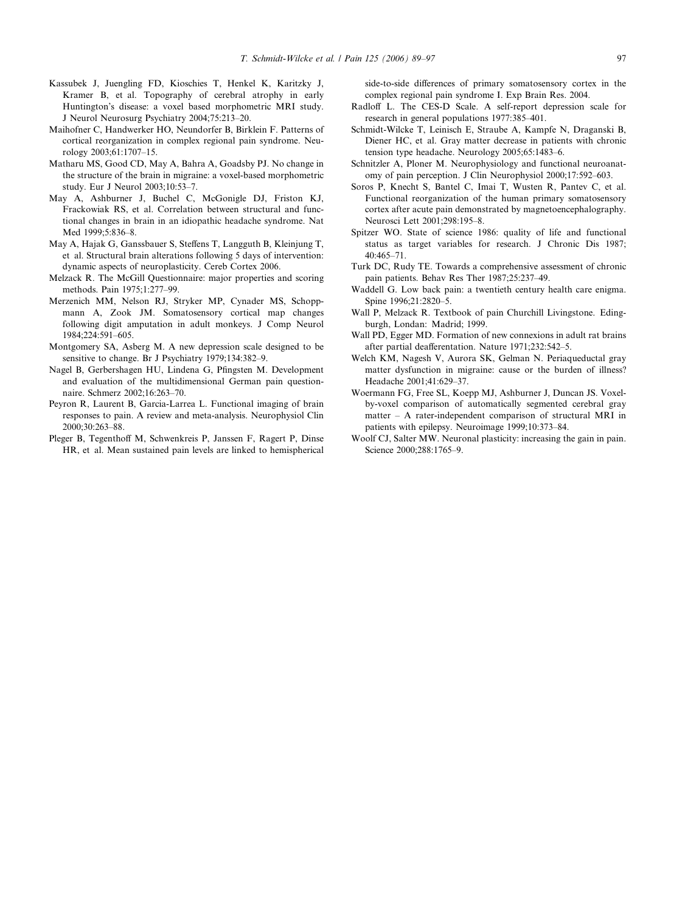Kassubek J, Juengling FD, Kioschies T, Henkel K, Karitzky J, Kramer B, et al. Topography of cerebral atrophy in early Huntington's disease: a voxel based morphometric MRI study. J Neurol Neurosurg Psychiatry 2004;75:213–20.

Maihofner C, Handwerker HO, Neundorfer B, Birklein F. Patterns of cortical reorganization in complex regional pain syndrome. Neurology 2003;61:1707–15.

Matharu MS, Good CD, May A, Bahra A, Goadsby PJ. No change in the structure of the brain in migraine: a voxel-based morphometric study. Eur J Neurol 2003;10:53–7.

May A, Ashburner J, Buchel C, McGonigle DJ, Friston KJ, Frackowiak RS, et al. Correlation between structural and functional changes in brain in an idiopathic headache syndrome. Nat Med 1999;5:836–8.

May A, Hajak G, Ganssbauer S, Steffens T, Langguth B, Kleinjung T, et al. Structural brain alterations following 5 days of intervention: dynamic aspects of neuroplasticity. Cereb Cortex 2006.

Melzack R. The McGill Questionnaire: major properties and scoring methods. Pain 1975;1:277–99.

Merzenich MM, Nelson RJ, Stryker MP, Cynader MS, Schoppmann A, Zook JM. Somatosensory cortical map changes following digit amputation in adult monkeys. J Comp Neurol 1984;224:591–605.

Montgomery SA, Asberg M. A new depression scale designed to be sensitive to change. Br J Psychiatry 1979;134:382–9.

Nagel B, Gerbershagen HU, Lindena G, Pfingsten M. Development and evaluation of the multidimensional German pain questionnaire. Schmerz 2002;16:263–70.

Peyron R, Laurent B, Garcia-Larrea L. Functional imaging of brain responses to pain. A review and meta-analysis. Neurophysiol Clin 2000;30:263–88.

Pleger B, Tegenthoff M, Schwenkreis P, Janssen F, Ragert P, Dinse HR, et al. Mean sustained pain levels are linked to hemispherical side-to-side differences of primary somatosensory cortex in the complex regional pain syndrome I. Exp Brain Res. 2004.

Radloff L. The CES-D Scale. A self-report depression scale for research in general populations 1977:385–401.

Schmidt-Wilcke T, Leinisch E, Straube A, Kampfe N, Draganski B, Diener HC, et al. Gray matter decrease in patients with chronic tension type headache. Neurology 2005;65:1483–6.

Schnitzler A, Ploner M. Neurophysiology and functional neuroanatomy of pain perception. J Clin Neurophysiol 2000;17:592–603.

Soros P, Knecht S, Bantel C, Imai T, Wusten R, Pantev C, et al. Functional reorganization of the human primary somatosensory cortex after acute pain demonstrated by magnetoencephalography. Neurosci Lett 2001;298:195–8.

Spitzer WO. State of science 1986: quality of life and functional status as target variables for research. J Chronic Dis 1987; 40:465–71.

Turk DC, Rudy TE. Towards a comprehensive assessment of chronic pain patients. Behav Res Ther 1987;25:237–49.

Waddell G. Low back pain: a twentieth century health care enigma. Spine 1996;21:2820–5.

Wall P, Melzack R. Textbook of pain Churchill Livingstone. Edingburgh, Londan: Madrid; 1999.

Wall PD, Egger MD. Formation of new connexions in adult rat brains after partial deafferentation. Nature 1971;232:542–5.

Welch KM, Nagesh V, Aurora SK, Gelman N. Periaqueductal gray matter dysfunction in migraine: cause or the burden of illness? Headache 2001;41:629–37.

Woermann FG, Free SL, Koepp MJ, Ashburner J, Duncan JS. Voxel-by-voxel comparison of automatically segmented cerebral gray matter – A rater-independent comparison of structural MRI in patients with epilepsy. Neuroimage 1999;10:373–84.

Woolf CJ, Salter MW. Neuronal plasticity: increasing the gain in pain. Science 2000;288:1765–9.